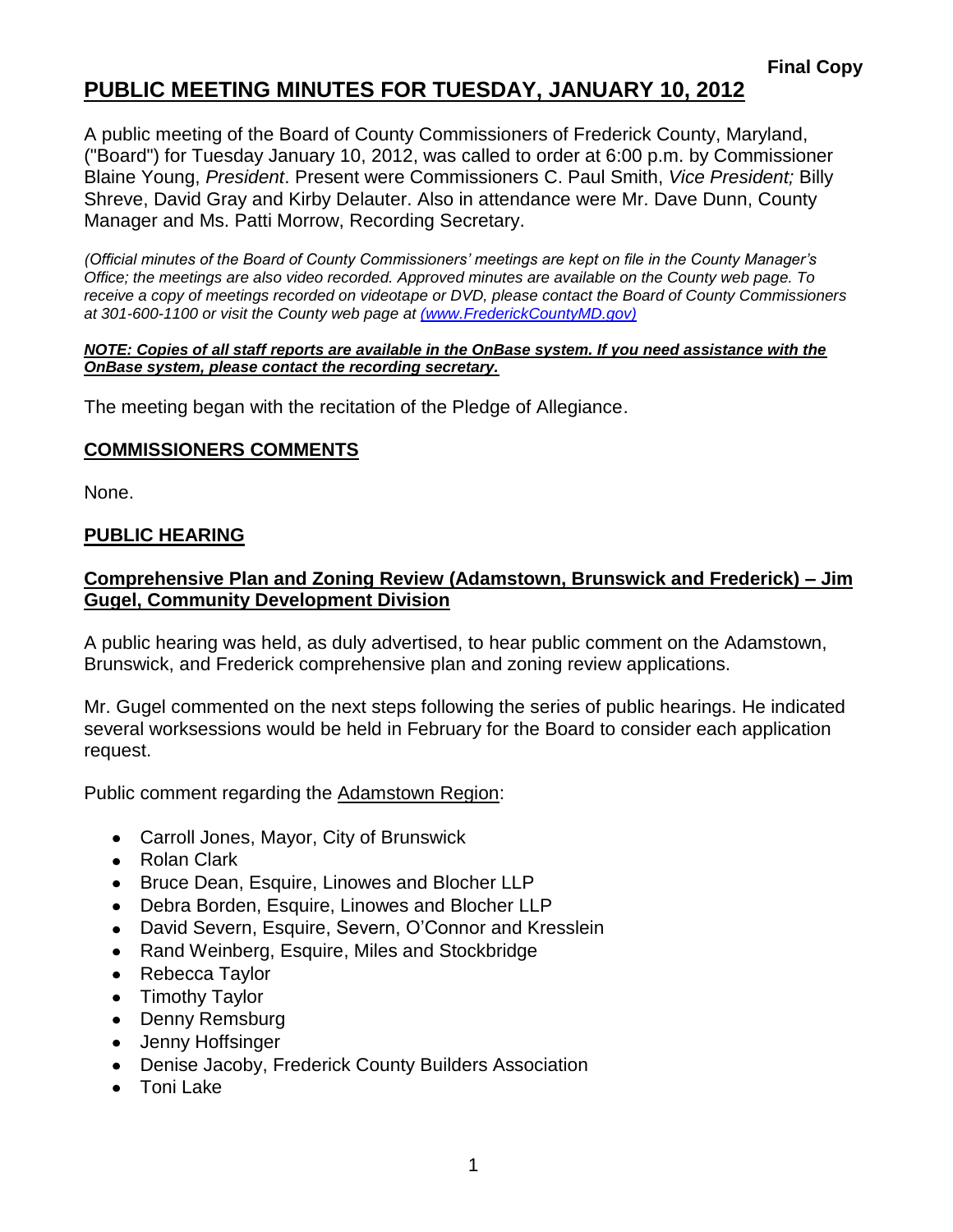**Final Copy**

# PUBLIC MEETING MINUTES FOR TUESDAY, JANUARY 10, 2012

A public meeting of the Board of County Commissioners of Frederick County, Maryland, ("Board") for Tuesday January 10, 2012, was called to order at 6:00 p.m. by Commissioner Blaine Young, *President*. Present were Commissioners C. Paul Smith, *Vice President;* Billy Shreve, David Gray and Kirby Delauter. Also in attendance were Mr. Dave Dunn, County Manager and Ms. Patti Morrow, Recording Secretary.

*(Official minutes of the Board of County Commissioners' meetings are kept on file in the County Manager's Office; the meetings are also video recorded. Approved minutes are available on the County web page. To receive a copy of meetings recorded on videotape or DVD, please contact the Board of County Commissioners at 301-600-1100 or visit the County web page at (www.FrederickCountyMD.gov))*

***NOTE: Copies of all staff reports are available in the OnBase system. If you need assistance with the OnBase system, please contact the recording secretary.***

The meeting began with the recitation of the Pledge of Allegiance.

## COMMISSIONERS COMMENTS

None.

## PUBLIC HEARING

### Comprehensive Plan and Zoning Review (Adamstown, Brunswick and Frederick) – Jim Gugel, Community Development Division

A public hearing was held, as duly advertised, to hear public comment on the Adamstown, Brunswick, and Frederick comprehensive plan and zoning review applications.

Mr. Gugel commented on the next steps following the series of public hearings. He indicated several worksessions would be held in February for the Board to consider each application request.

Public comment regarding the Adamstown Region:

- Carroll Jones, Mayor, City of Brunswick
- Rolan Clark
- Bruce Dean, Esquire, Linowes and Blocher LLP
- Debra Borden, Esquire, Linowes and Blocher LLP
- David Severn, Esquire, Severn, O'Connor and Kresslein
- Rand Weinberg, Esquire, Miles and Stockbridge
- Rebecca Taylor
- Timothy Taylor
- Denny Remsburg
- Jenny Hoffsinger
- Denise Jacoby, Frederick County Builders Association
- Toni Lake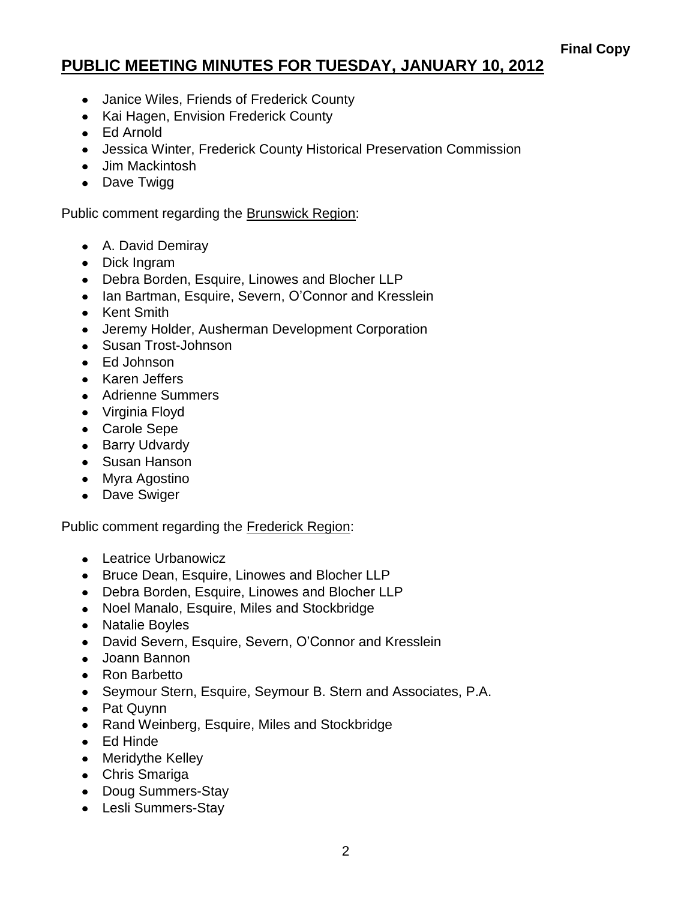**Final Copy**

# PUBLIC MEETING MINUTES FOR TUESDAY, JANUARY 10, 2012

- Janice Wiles, Friends of Frederick County
- Kai Hagen, Envision Frederick County
- Ed Arnold
- Jessica Winter, Frederick County Historical Preservation Commission
- Jim Mackintosh
- Dave Twigg

Public comment regarding the Brunswick Region:

- A. David Demiray
- Dick Ingram
- Debra Borden, Esquire, Linowes and Blocher LLP
- Ian Bartman, Esquire, Severn, O'Connor and Kresslein
- Kent Smith
- Jeremy Holder, Ausherman Development Corporation
- Susan Trost-Johnson
- Ed Johnson
- Karen Jeffers
- Adrienne Summers
- Virginia Floyd
- Carole Sepe
- Barry Udvardy
- Susan Hanson
- Myra Agostino
- Dave Swiger

Public comment regarding the Frederick Region:

- Leatrice Urbanowicz
- Bruce Dean, Esquire, Linowes and Blocher LLP
- Debra Borden, Esquire, Linowes and Blocher LLP
- Noel Manalo, Esquire, Miles and Stockbridge
- Natalie Boyles
- David Severn, Esquire, Severn, O'Connor and Kresslein
- Joann Bannon
- Ron Barbetto
- Seymour Stern, Esquire, Seymour B. Stern and Associates, P.A.
- Pat Quynn
- Rand Weinberg, Esquire, Miles and Stockbridge
- Ed Hinde
- Meridythe Kelley
- Chris Smariga
- Doug Summers-Stay
- Lesli Summers-Stay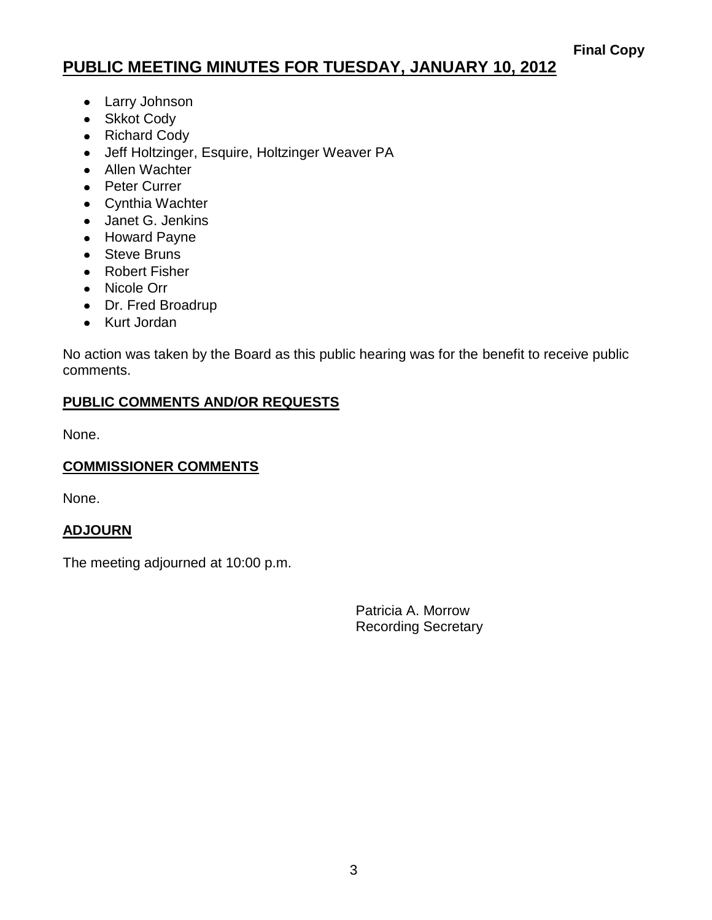**Final Copy**

# PUBLIC MEETING MINUTES FOR TUESDAY, JANUARY 10, 2012

- Larry Johnson
- Skkot Cody
- Richard Cody
- Jeff Holtzinger, Esquire, Holtzinger Weaver PA
- Allen Wachter
- Peter Currer
- Cynthia Wachter
- Janet G. Jenkins
- Howard Payne
- Steve Bruns
- Robert Fisher
- Nicole Orr
- Dr. Fred Broadrup
- Kurt Jordan

No action was taken by the Board as this public hearing was for the benefit to receive public comments.

## PUBLIC COMMENTS AND/OR REQUESTS

None.

## COMMISSIONER COMMENTS

None.

## ADJOURN

The meeting adjourned at 10:00 p.m.

Patricia A. Morrow
Recording Secretary